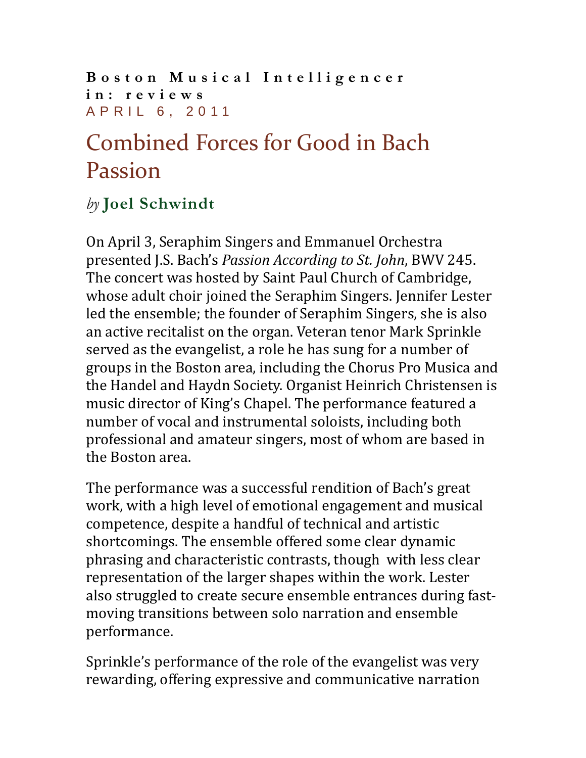**Boston Musical Intelligencer**
**in: reviews**
APRIL 6, 2011

# Combined Forces for Good in Bach Passion

*by* **Joel Schwindt**

On April 3, Seraphim Singers and Emmanuel Orchestra presented J.S. Bach's *Passion According to St. John*, BWV 245. The concert was hosted by Saint Paul Church of Cambridge, whose adult choir joined the Seraphim Singers. Jennifer Lester led the ensemble; the founder of Seraphim Singers, she is also an active recitalist on the organ. Veteran tenor Mark Sprinkle served as the evangelist, a role he has sung for a number of groups in the Boston area, including the Chorus Pro Musica and the Handel and Haydn Society. Organist Heinrich Christensen is music director of King's Chapel. The performance featured a number of vocal and instrumental soloists, including both professional and amateur singers, most of whom are based in the Boston area.

The performance was a successful rendition of Bach's great work, with a high level of emotional engagement and musical competence, despite a handful of technical and artistic shortcomings. The ensemble offered some clear dynamic phrasing and characteristic contrasts, though with less clear representation of the larger shapes within the work. Lester also struggled to create secure ensemble entrances during fast-moving transitions between solo narration and ensemble performance.

Sprinkle's performance of the role of the evangelist was very rewarding, offering expressive and communicative narration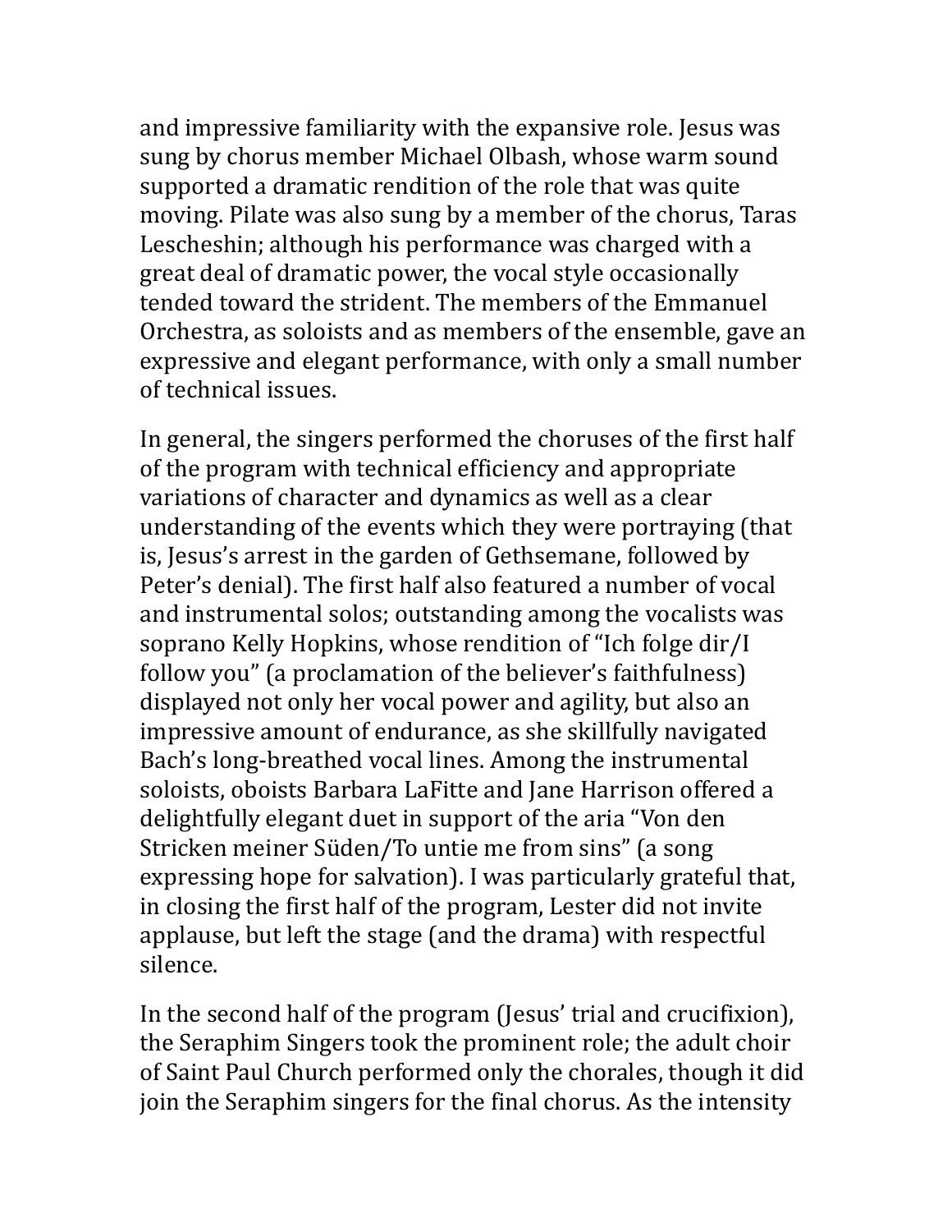and impressive familiarity with the expansive role. Jesus was sung by chorus member Michael Olbash, whose warm sound supported a dramatic rendition of the role that was quite moving. Pilate was also sung by a member of the chorus, Taras Lescheshin; although his performance was charged with a great deal of dramatic power, the vocal style occasionally tended toward the strident. The members of the Emmanuel Orchestra, as soloists and as members of the ensemble, gave an expressive and elegant performance, with only a small number of technical issues.

In general, the singers performed the choruses of the first half of the program with technical efficiency and appropriate variations of character and dynamics as well as a clear understanding of the events which they were portraying (that is, Jesus's arrest in the garden of Gethsemane, followed by Peter's denial). The first half also featured a number of vocal and instrumental solos; outstanding among the vocalists was soprano Kelly Hopkins, whose rendition of "Ich folge dir/I follow you" (a proclamation of the believer's faithfulness) displayed not only her vocal power and agility, but also an impressive amount of endurance, as she skillfully navigated Bach's long-breathed vocal lines. Among the instrumental soloists, oboists Barbara LaFitte and Jane Harrison offered a delightfully elegant duet in support of the aria "Von den Stricken meiner Süden/To untie me from sins" (a song expressing hope for salvation). I was particularly grateful that, in closing the first half of the program, Lester did not invite applause, but left the stage (and the drama) with respectful silence.

In the second half of the program (Jesus' trial and crucifixion), the Seraphim Singers took the prominent role; the adult choir of Saint Paul Church performed only the chorales, though it did join the Seraphim singers for the final chorus. As the intensity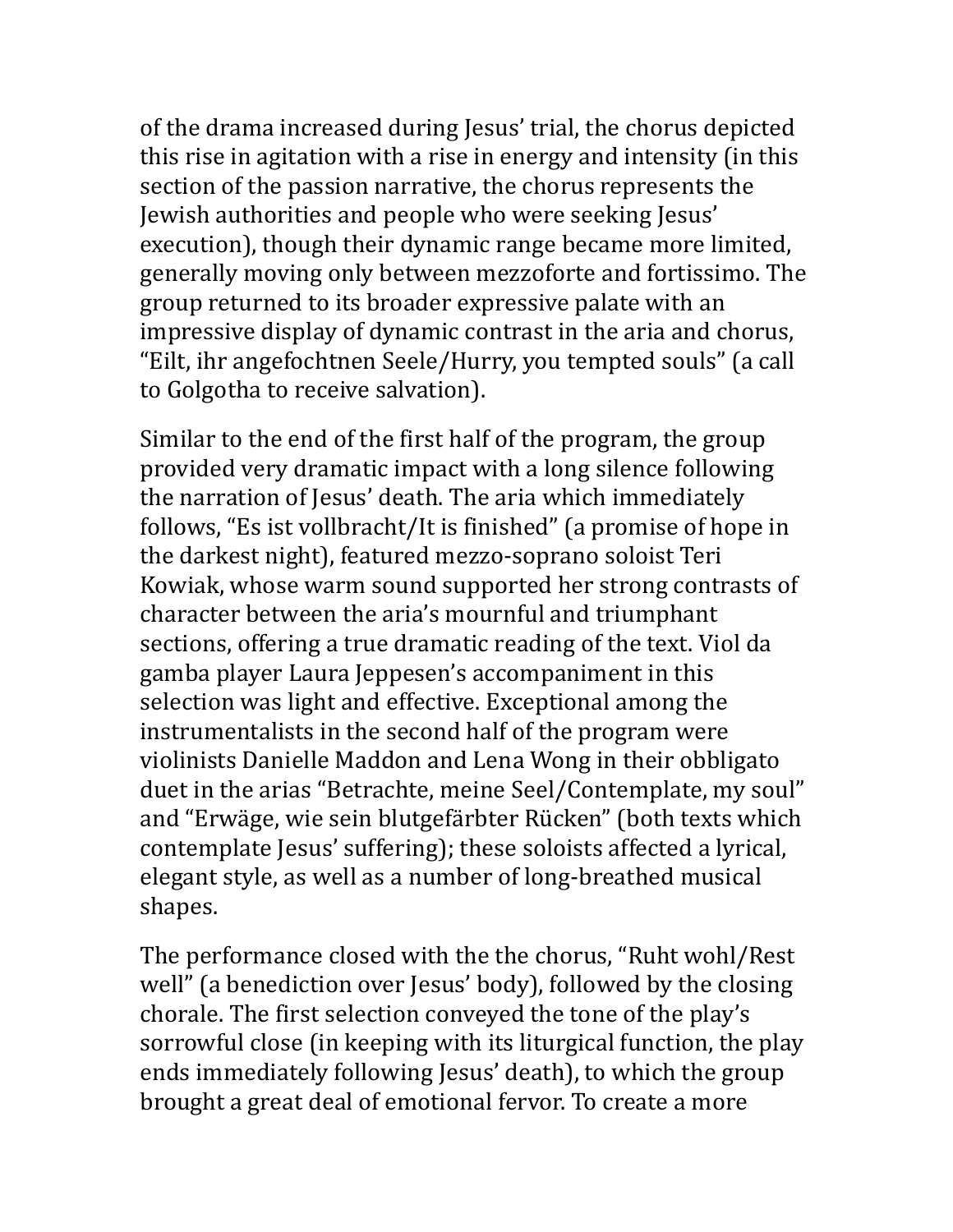of the drama increased during Jesus' trial, the chorus depicted this rise in agitation with a rise in energy and intensity (in this section of the passion narrative, the chorus represents the Jewish authorities and people who were seeking Jesus' execution), though their dynamic range became more limited, generally moving only between mezzoforte and fortissimo. The group returned to its broader expressive palate with an impressive display of dynamic contrast in the aria and chorus, "Eilt, ihr angefochtnen Seele/Hurry, you tempted souls" (a call to Golgotha to receive salvation).

Similar to the end of the first half of the program, the group provided very dramatic impact with a long silence following the narration of Jesus' death. The aria which immediately follows, "Es ist vollbracht/It is finished" (a promise of hope in the darkest night), featured mezzo-soprano soloist Teri Kowiak, whose warm sound supported her strong contrasts of character between the aria's mournful and triumphant sections, offering a true dramatic reading of the text. Viol da gamba player Laura Jeppesen's accompaniment in this selection was light and effective. Exceptional among the instrumentalists in the second half of the program were violinists Danielle Maddon and Lena Wong in their obbligato duet in the arias "Betrachte, meine Seel/Contemplate, my soul" and "Erwäge, wie sein blutgefärbter Rücken" (both texts which contemplate Jesus' suffering); these soloists affected a lyrical, elegant style, as well as a number of long-breathed musical shapes.

The performance closed with the the chorus, "Ruht wohl/Rest well" (a benediction over Jesus' body), followed by the closing chorale. The first selection conveyed the tone of the play's sorrowful close (in keeping with its liturgical function, the play ends immediately following Jesus' death), to which the group brought a great deal of emotional fervor. To create a more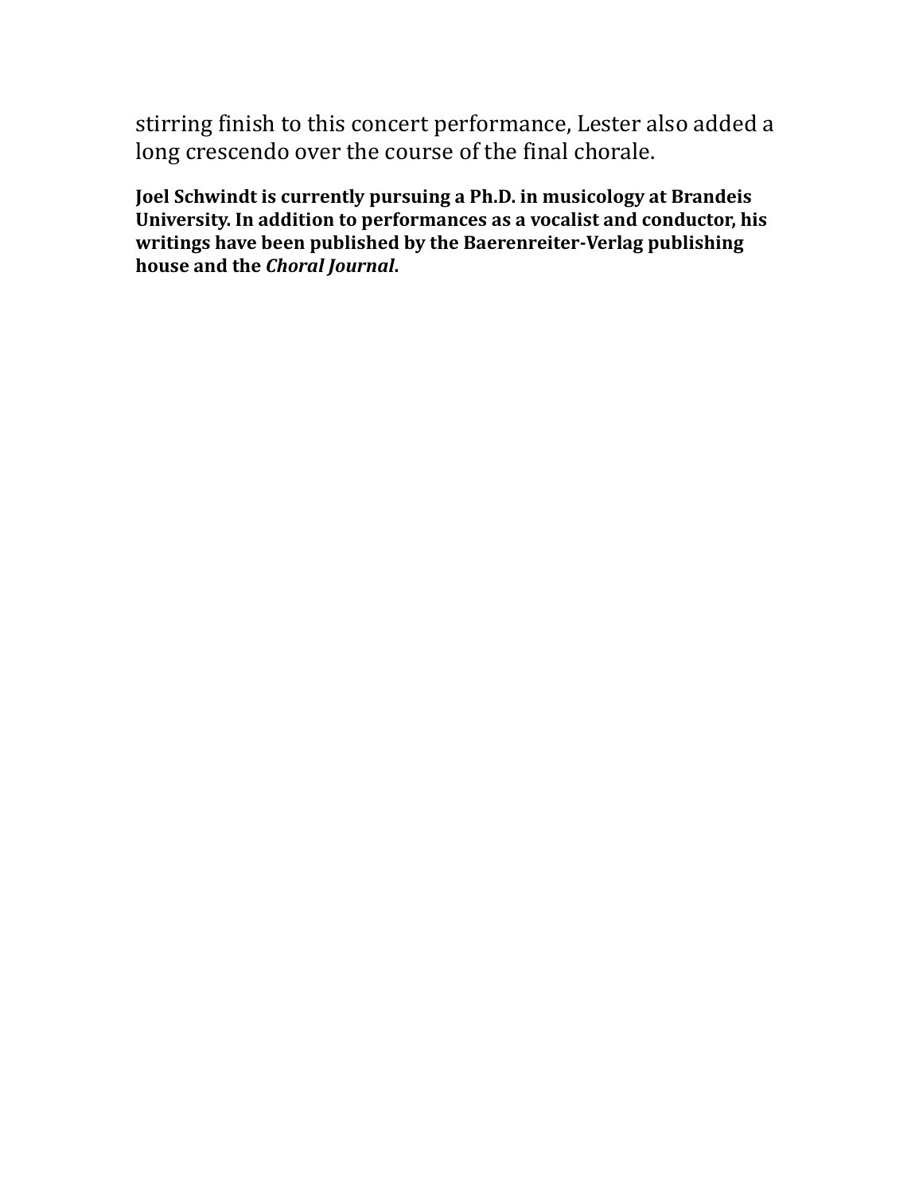stirring finish to this concert performance, Lester also added a long crescendo over the course of the final chorale.

**Joel Schwindt is currently pursuing a Ph.D. in musicology at Brandeis University. In addition to performances as a vocalist and conductor, his writings have been published by the Baerenreiter-Verlag publishing house and the *Choral Journal*.**